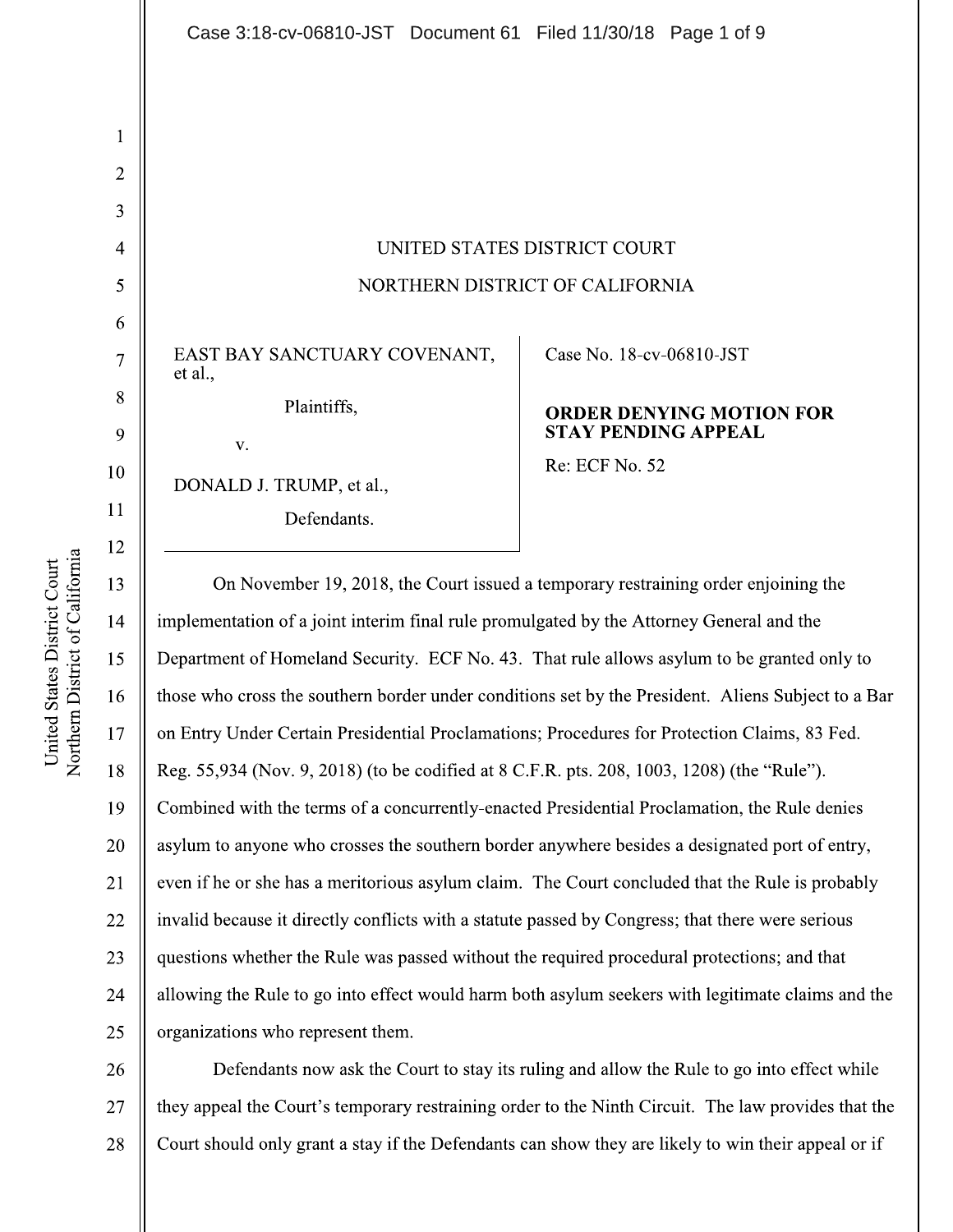UNITED STATES DISTRICT COURT

NORTHERN DISTRICT OF CALIFORNIA

EAST BAY SANCTUARY COVENANT, et al.,

Plaintiffs,

v.

DONALD J. TRUMP, et al.,

Defendants.

Case No. 18-cv-06810-JST

**ORDER DENYING MOTION FOR STAY PENDING APPEAL**

Re: ECF No. 52

On November 19, 2018, the Court issued a temporary restraining order enjoining the implementation of a joint interim final rule promulgated by the Attorney General and the Department of Homeland Security. ECF No. 43. That rule allows asylum to be granted only to those who cross the southern border under conditions set by the President. Aliens Subject to a Bar on Entry Under Certain Presidential Proclamations; Procedures for Protection Claims, 83 Fed. Reg. 55,934 (Nov. 9, 2018) (to be codified at 8 C.F.R. pts. 208, 1003, 1208) (the "Rule"). Combined with the terms of a concurrently-enacted Presidential Proclamation, the Rule denies asylum to anyone who crosses the southern border anywhere besides a designated port of entry, even if he or she has a meritorious asylum claim. The Court concluded that the Rule is probably invalid because it directly conflicts with a statute passed by Congress; that there were serious questions whether the Rule was passed without the required procedural protections; and that allowing the Rule to go into effect would harm both asylum seekers with legitimate claims and the organizations who represent them.

Defendants now ask the Court to stay its ruling and allow the Rule to go into effect while they appeal the Court's temporary restraining order to the Ninth Circuit. The law provides that the Court should only grant a stay if the Defendants can show they are likely to win their appeal or if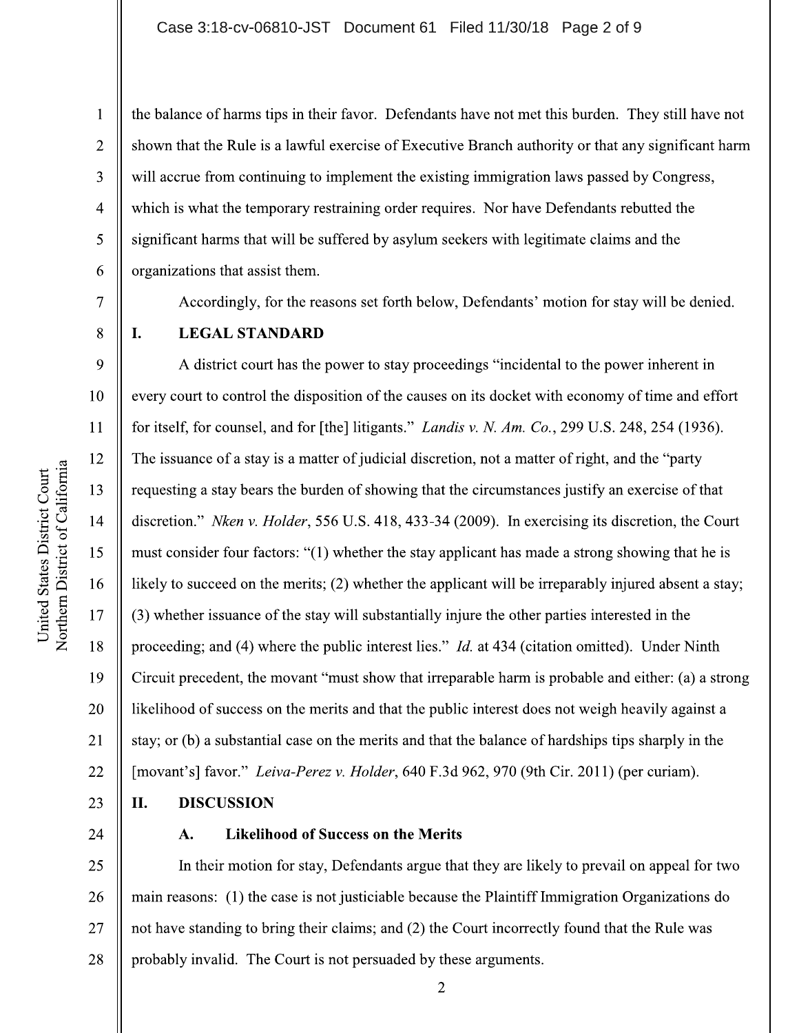the balance of harms tips in their favor. Defendants have not met this burden. They still have not shown that the Rule is a lawful exercise of Executive Branch authority or that any significant harm will accrue from continuing to implement the existing immigration laws passed by Congress, which is what the temporary restraining order requires. Nor have Defendants rebutted the significant harms that will be suffered by asylum seekers with legitimate claims and the organizations that assist them.

Accordingly, for the reasons set forth below, Defendants' motion for stay will be denied.

## I. LEGAL STANDARD

A district court has the power to stay proceedings "incidental to the power inherent in every court to control the disposition of the causes on its docket with economy of time and effort for itself, for counsel, and for [the] litigants." *Landis v. N. Am. Co.*, 299 U.S. 248, 254 (1936). The issuance of a stay is a matter of judicial discretion, not a matter of right, and the "party requesting a stay bears the burden of showing that the circumstances justify an exercise of that discretion." *Nken v. Holder*, 556 U.S. 418, 433-34 (2009). In exercising its discretion, the Court must consider four factors: "(1) whether the stay applicant has made a strong showing that he is likely to succeed on the merits; (2) whether the applicant will be irreparably injured absent a stay; (3) whether issuance of the stay will substantially injure the other parties interested in the proceeding; and (4) where the public interest lies." *Id.* at 434 (citation omitted). Under Ninth Circuit precedent, the movant "must show that irreparable harm is probable and either: (a) a strong likelihood of success on the merits and that the public interest does not weigh heavily against a stay; or (b) a substantial case on the merits and that the balance of hardships tips sharply in the [movant's] favor." *Leiva-Perez v. Holder*, 640 F.3d 962, 970 (9th Cir. 2011) (per curiam).

## II. DISCUSSION

### A. Likelihood of Success on the Merits

In their motion for stay, Defendants argue that they are likely to prevail on appeal for two main reasons: (1) the case is not justiciable because the Plaintiff Immigration Organizations do not have standing to bring their claims; and (2) the Court incorrectly found that the Rule was probably invalid. The Court is not persuaded by these arguments.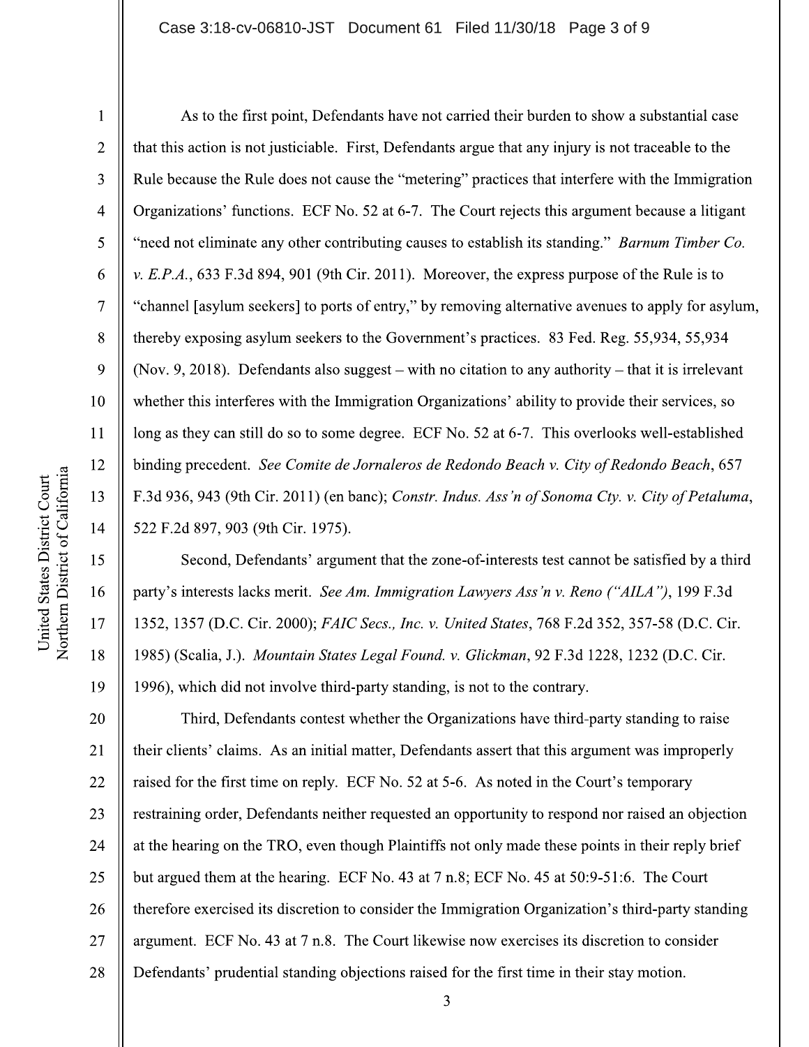As to the first point, Defendants have not carried their burden to show a substantial case that this action is not justiciable. First, Defendants argue that any injury is not traceable to the Rule because the Rule does not cause the "metering" practices that interfere with the Immigration Organizations' functions. ECF No. 52 at 6-7. The Court rejects this argument because a litigant "need not eliminate any other contributing causes to establish its standing." *Barnum Timber Co. v. E.P.A.*, 633 F.3d 894, 901 (9th Cir. 2011). Moreover, the express purpose of the Rule is to "channel [asylum seekers] to ports of entry," by removing alternative avenues to apply for asylum, thereby exposing asylum seekers to the Government's practices. 83 Fed. Reg. 55,934, 55,934 (Nov. 9, 2018). Defendants also suggest – with no citation to any authority – that it is irrelevant whether this interferes with the Immigration Organizations' ability to provide their services, so long as they can still do so to some degree. ECF No. 52 at 6-7. This overlooks well-established binding precedent. *See Comite de Jornaleros de Redondo Beach v. City of Redondo Beach*, 657 F.3d 936, 943 (9th Cir. 2011) (en banc); *Constr. Indus. Ass'n of Sonoma Cty. v. City of Petaluma*, 522 F.2d 897, 903 (9th Cir. 1975).

Second, Defendants' argument that the zone-of-interests test cannot be satisfied by a third party's interests lacks merit. *See Am. Immigration Lawyers Ass'n v. Reno ("AILA")*, 199 F.3d 1352, 1357 (D.C. Cir. 2000); *FAIC Secs., Inc. v. United States*, 768 F.2d 352, 357-58 (D.C. Cir. 1985) (Scalia, J.). *Mountain States Legal Found. v. Glickman*, 92 F.3d 1228, 1232 (D.C. Cir. 1996), which did not involve third-party standing, is not to the contrary.

Third, Defendants contest whether the Organizations have third-party standing to raise their clients' claims. As an initial matter, Defendants assert that this argument was improperly raised for the first time on reply. ECF No. 52 at 5-6. As noted in the Court's temporary restraining order, Defendants neither requested an opportunity to respond nor raised an objection at the hearing on the TRO, even though Plaintiffs not only made these points in their reply brief but argued them at the hearing. ECF No. 43 at 7 n.8; ECF No. 45 at 50:9-51:6. The Court therefore exercised its discretion to consider the Immigration Organization's third-party standing argument. ECF No. 43 at 7 n.8. The Court likewise now exercises its discretion to consider Defendants' prudential standing objections raised for the first time in their stay motion.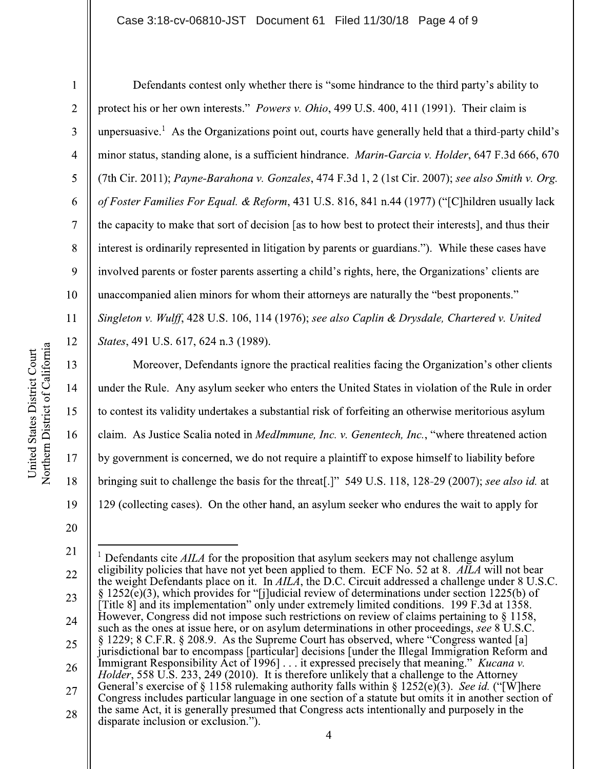Defendants contest only whether there is "some hindrance to the third party's ability to protect his or her own interests." *Powers v. Ohio*, 499 U.S. 400, 411 (1991). Their claim is unpersuasive.[1] As the Organizations point out, courts have generally held that a third-party child's minor status, standing alone, is a sufficient hindrance. *Marin-Garcia v. Holder*, 647 F.3d 666, 670 (7th Cir. 2011); *Payne-Barahona v. Gonzales*, 474 F.3d 1, 2 (1st Cir. 2007); *see also Smith v. Org. of Foster Families For Equal. & Reform*, 431 U.S. 816, 841 n.44 (1977) ("[C]hildren usually lack the capacity to make that sort of decision [as to how best to protect their interests], and thus their interest is ordinarily represented in litigation by parents or guardians."). While these cases have involved parents or foster parents asserting a child's rights, here, the Organizations' clients are unaccompanied alien minors for whom their attorneys are naturally the "best proponents." *Singleton v. Wulff*, 428 U.S. 106, 114 (1976); *see also Caplin & Drysdale, Chartered v. United States*, 491 U.S. 617, 624 n.3 (1989).

Moreover, Defendants ignore the practical realities facing the Organization's other clients under the Rule. Any asylum seeker who enters the United States in violation of the Rule in order to contest its validity undertakes a substantial risk of forfeiting an otherwise meritorious asylum claim. As Justice Scalia noted in *MedImmune, Inc. v. Genentech, Inc.*, "where threatened action by government is concerned, we do not require a plaintiff to expose himself to liability before bringing suit to challenge the basis for the threat[.]" 549 U.S. 118, 128-29 (2007); *see also id.* at 129 (collecting cases). On the other hand, an asylum seeker who endures the wait to apply for

---

[1] Defendants cite *AILA* for the proposition that asylum seekers may not challenge asylum eligibility policies that have not yet been applied to them. ECF No. 52 at 8. *AILA* will not bear the weight Defendants place on it. In *AILA*, the D.C. Circuit addressed a challenge under 8 U.S.C. § 1252(e)(3), which provides for "[j]udicial review of determinations under section 1225(b) of [Title 8] and its implementation" only under extremely limited conditions. 199 F.3d at 1358. However, Congress did not impose such restrictions on review of claims pertaining to § 1158, such as the ones at issue here, or on asylum determinations in other proceedings, *see* 8 U.S.C. § 1229; 8 C.F.R. § 208.9. As the Supreme Court has observed, where "Congress wanted [a] jurisdictional bar to encompass [particular] decisions [under the Illegal Immigration Reform and Immigrant Responsibility Act of 1996] . . . it expressed precisely that meaning." *Kucana v. Holder*, 558 U.S. 233, 249 (2010). It is therefore unlikely that a challenge to the Attorney General's exercise of § 1158 rulemaking authority falls within § 1252(e)(3). *See id.* ("[W]here Congress includes particular language in one section of a statute but omits it in another section of the same Act, it is generally presumed that Congress acts intentionally and purposely in the disparate inclusion or exclusion.").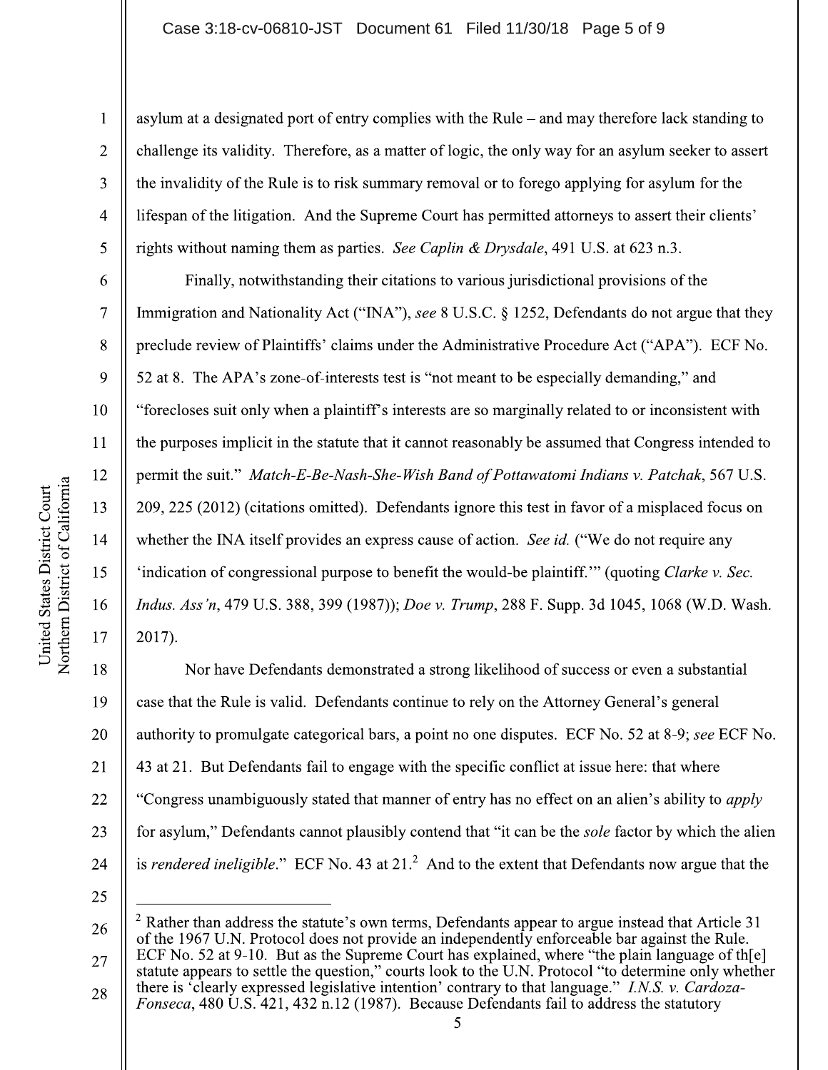asylum at a designated port of entry complies with the Rule – and may therefore lack standing to challenge its validity. Therefore, as a matter of logic, the only way for an asylum seeker to assert the invalidity of the Rule is to risk summary removal or to forego applying for asylum for the lifespan of the litigation. And the Supreme Court has permitted attorneys to assert their clients' rights without naming them as parties. *See Caplin & Drysdale*, 491 U.S. at 623 n.3.

Finally, notwithstanding their citations to various jurisdictional provisions of the Immigration and Nationality Act ("INA"), *see* 8 U.S.C. § 1252, Defendants do not argue that they preclude review of Plaintiffs' claims under the Administrative Procedure Act ("APA"). ECF No. 52 at 8. The APA's zone-of-interests test is "not meant to be especially demanding," and "forecloses suit only when a plaintiff's interests are so marginally related to or inconsistent with the purposes implicit in the statute that it cannot reasonably be assumed that Congress intended to permit the suit." *Match-E-Be-Nash-She-Wish Band of Pottawatomi Indians v. Patchak*, 567 U.S. 209, 225 (2012) (citations omitted). Defendants ignore this test in favor of a misplaced focus on whether the INA itself provides an express cause of action. *See id.* ("We do not require any 'indication of congressional purpose to benefit the would-be plaintiff.'" (quoting *Clarke v. Sec. Indus. Ass'n*, 479 U.S. 388, 399 (1987)); *Doe v. Trump*, 288 F. Supp. 3d 1045, 1068 (W.D. Wash. 2017).

Nor have Defendants demonstrated a strong likelihood of success or even a substantial case that the Rule is valid. Defendants continue to rely on the Attorney General's general authority to promulgate categorical bars, a point no one disputes. ECF No. 52 at 8-9; *see* ECF No. 43 at 21. But Defendants fail to engage with the specific conflict at issue here: that where "Congress unambiguously stated that manner of entry has no effect on an alien's ability to *apply* for asylum," Defendants cannot plausibly contend that "it can be the *sole* factor by which the alien is *rendered ineligible*." ECF No. 43 at 21.[2] And to the extent that Defendants now argue that the

---

[2] Rather than address the statute's own terms, Defendants appear to argue instead that Article 31 of the 1967 U.N. Protocol does not provide an independently enforceable bar against the Rule. ECF No. 52 at 9-10. But as the Supreme Court has explained, where "the plain language of th[e] statute appears to settle the question," courts look to the U.N. Protocol "to determine only whether there is 'clearly expressed legislative intention' contrary to that language." *I.N.S. v. Cardoza-Fonseca*, 480 U.S. 421, 432 n.12 (1987). Because Defendants fail to address the statutory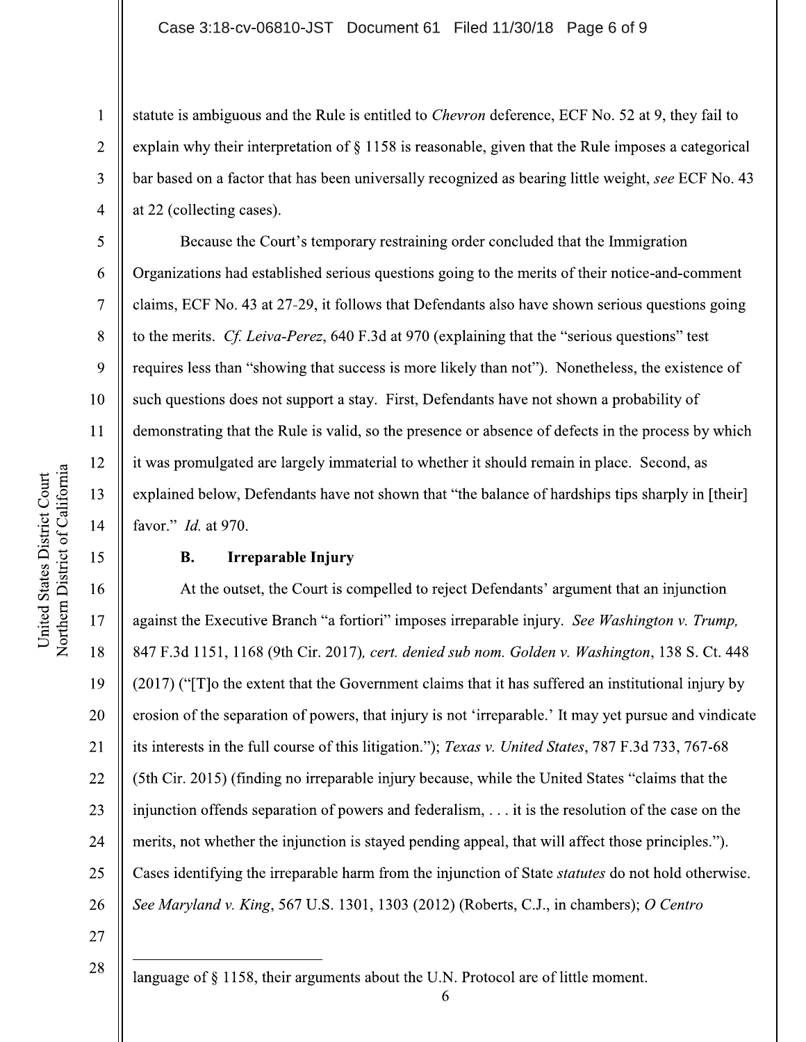statute is ambiguous and the Rule is entitled to *Chevron* deference, ECF No. 52 at 9, they fail to explain why their interpretation of § 1158 is reasonable, given that the Rule imposes a categorical bar based on a factor that has been universally recognized as bearing little weight, *see* ECF No. 43 at 22 (collecting cases).

Because the Court's temporary restraining order concluded that the Immigration Organizations had established serious questions going to the merits of their notice-and-comment claims, ECF No. 43 at 27-29, it follows that Defendants also have shown serious questions going to the merits. *Cf. Leiva-Perez*, 640 F.3d at 970 (explaining that the "serious questions" test requires less than "showing that success is more likely than not"). Nonetheless, the existence of such questions does not support a stay. First, Defendants have not shown a probability of demonstrating that the Rule is valid, so the presence or absence of defects in the process by which it was promulgated are largely immaterial to whether it should remain in place. Second, as explained below, Defendants have not shown that "the balance of hardships tips sharply in [their] favor." *Id.* at 970.

### B. Irreparable Injury

At the outset, the Court is compelled to reject Defendants' argument that an injunction against the Executive Branch "a fortiori" imposes irreparable injury. *See Washington v. Trump*, 847 F.3d 1151, 1168 (9th Cir. 2017), *cert. denied sub nom. Golden v. Washington*, 138 S. Ct. 448 (2017) ("[T]o the extent that the Government claims that it has suffered an institutional injury by erosion of the separation of powers, that injury is not 'irreparable.' It may yet pursue and vindicate its interests in the full course of this litigation."); *Texas v. United States*, 787 F.3d 733, 767-68 (5th Cir. 2015) (finding no irreparable injury because, while the United States "claims that the injunction offends separation of powers and federalism, . . . it is the resolution of the case on the merits, not whether the injunction is stayed pending appeal, that will affect those principles."). Cases identifying the irreparable harm from the injunction of State *statutes* do not hold otherwise. *See Maryland v. King*, 567 U.S. 1301, 1303 (2012) (Roberts, C.J., in chambers); *O Centro*

---

language of § 1158, their arguments about the U.N. Protocol are of little moment.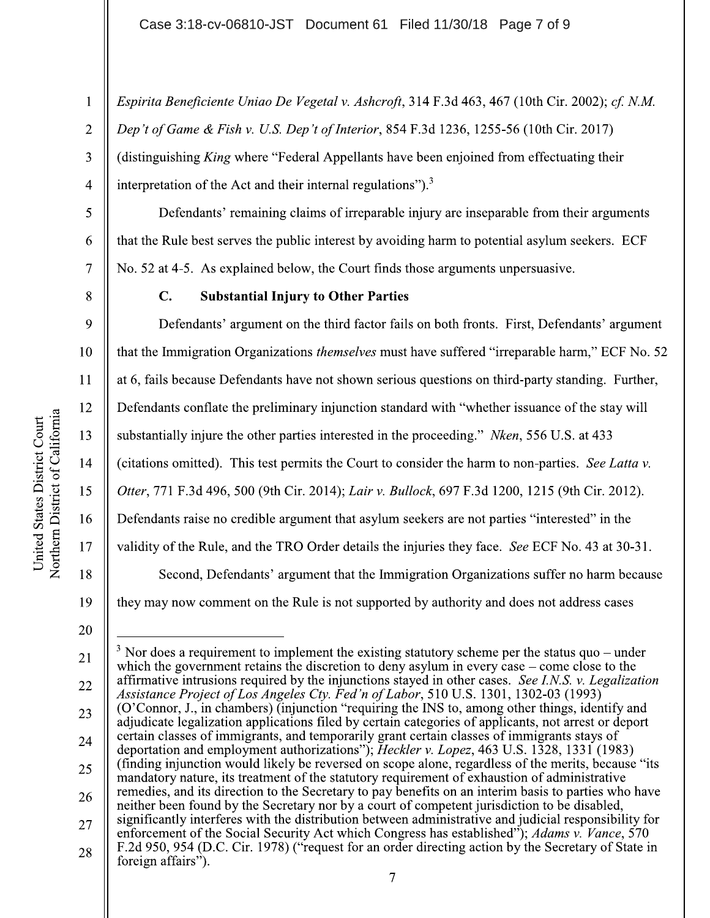*Espirita Beneficiente Uniao De Vegetal v. Ashcroft*, 314 F.3d 463, 467 (10th Cir. 2002); *cf. N.M. Dep't of Game & Fish v. U.S. Dep't of Interior*, 854 F.3d 1236, 1255-56 (10th Cir. 2017) (distinguishing *King* where "Federal Appellants have been enjoined from effectuating their interpretation of the Act and their internal regulations").[3]

Defendants' remaining claims of irreparable injury are inseparable from their arguments that the Rule best serves the public interest by avoiding harm to potential asylum seekers. ECF No. 52 at 4-5. As explained below, the Court finds those arguments unpersuasive.

### C. Substantial Injury to Other Parties

Defendants' argument on the third factor fails on both fronts. First, Defendants' argument that the Immigration Organizations *themselves* must have suffered "irreparable harm," ECF No. 52 at 6, fails because Defendants have not shown serious questions on third-party standing. Further, Defendants conflate the preliminary injunction standard with "whether issuance of the stay will substantially injure the other parties interested in the proceeding." *Nken*, 556 U.S. at 433 (citations omitted). This test permits the Court to consider the harm to non-parties. *See Latta v. Otter*, 771 F.3d 496, 500 (9th Cir. 2014); *Lair v. Bullock*, 697 F.3d 1200, 1215 (9th Cir. 2012). Defendants raise no credible argument that asylum seekers are not parties "interested" in the validity of the Rule, and the TRO Order details the injuries they face. *See* ECF No. 43 at 30-31.

Second, Defendants' argument that the Immigration Organizations suffer no harm because they may now comment on the Rule is not supported by authority and does not address cases

---

[3] Nor does a requirement to implement the existing statutory scheme per the status quo – under which the government retains the discretion to deny asylum in every case – come close to the affirmative intrusions required by the injunctions stayed in other cases. *See I.N.S. v. Legalization Assistance Project of Los Angeles Cty. Fed'n of Labor*, 510 U.S. 1301, 1302-03 (1993) (O'Connor, J., in chambers) (injunction "requiring the INS to, among other things, identify and adjudicate legalization applications filed by certain categories of applicants, not arrest or deport certain classes of immigrants, and temporarily grant certain classes of immigrants stays of deportation and employment authorizations"); *Heckler v. Lopez*, 463 U.S. 1328, 1331 (1983) (finding injunction would likely be reversed on scope alone, regardless of the merits, because "its mandatory nature, its treatment of the statutory requirement of exhaustion of administrative remedies, and its direction to the Secretary to pay benefits on an interim basis to parties who have neither been found by the Secretary nor by a court of competent jurisdiction to be disabled, significantly interferes with the distribution between administrative and judicial responsibility for enforcement of the Social Security Act which Congress has established"); *Adams v. Vance*, 570 F.2d 950, 954 (D.C. Cir. 1978) ("request for an order directing action by the Secretary of State in foreign affairs").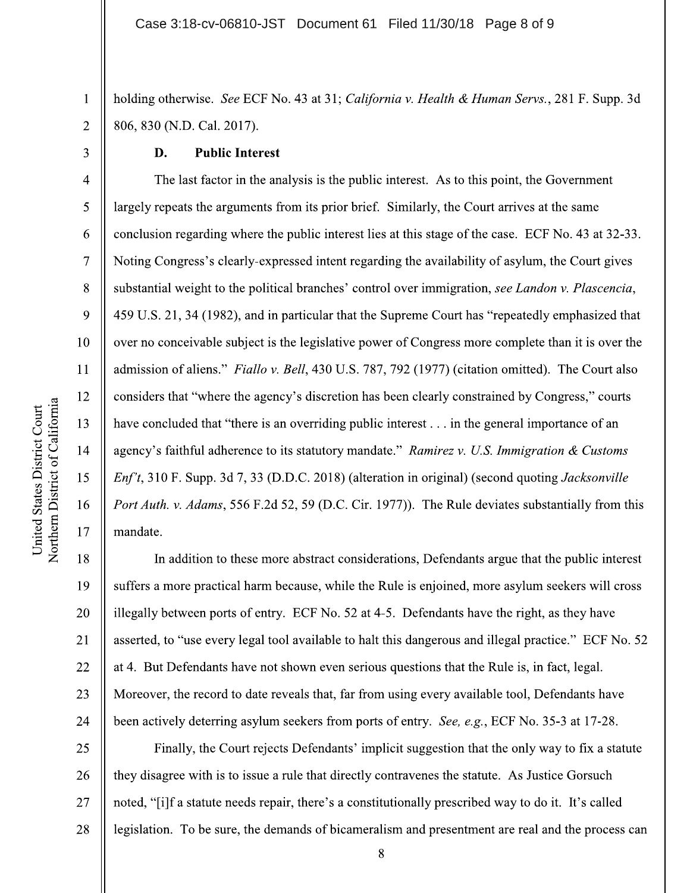holding otherwise. *See* ECF No. 43 at 31; *California v. Health & Human Servs.*, 281 F. Supp. 3d 806, 830 (N.D. Cal. 2017).

### D. Public Interest

The last factor in the analysis is the public interest. As to this point, the Government largely repeats the arguments from its prior brief. Similarly, the Court arrives at the same conclusion regarding where the public interest lies at this stage of the case. ECF No. 43 at 32-33. Noting Congress's clearly-expressed intent regarding the availability of asylum, the Court gives substantial weight to the political branches' control over immigration, *see Landon v. Plascencia*, 459 U.S. 21, 34 (1982), and in particular that the Supreme Court has "repeatedly emphasized that over no conceivable subject is the legislative power of Congress more complete than it is over the admission of aliens." *Fiallo v. Bell*, 430 U.S. 787, 792 (1977) (citation omitted). The Court also considers that "where the agency's discretion has been clearly constrained by Congress," courts have concluded that "there is an overriding public interest . . . in the general importance of an agency's faithful adherence to its statutory mandate." *Ramirez v. U.S. Immigration & Customs Enf't*, 310 F. Supp. 3d 7, 33 (D.D.C. 2018) (alteration in original) (second quoting *Jacksonville Port Auth. v. Adams*, 556 F.2d 52, 59 (D.C. Cir. 1977)). The Rule deviates substantially from this mandate.

In addition to these more abstract considerations, Defendants argue that the public interest suffers a more practical harm because, while the Rule is enjoined, more asylum seekers will cross illegally between ports of entry. ECF No. 52 at 4-5. Defendants have the right, as they have asserted, to "use every legal tool available to halt this dangerous and illegal practice." ECF No. 52 at 4. But Defendants have not shown even serious questions that the Rule is, in fact, legal. Moreover, the record to date reveals that, far from using every available tool, Defendants have been actively deterring asylum seekers from ports of entry. *See, e.g.*, ECF No. 35-3 at 17-28.

Finally, the Court rejects Defendants' implicit suggestion that the only way to fix a statute they disagree with is to issue a rule that directly contravenes the statute. As Justice Gorsuch noted, "[i]f a statute needs repair, there's a constitutionally prescribed way to do it. It's called legislation. To be sure, the demands of bicameralism and presentment are real and the process can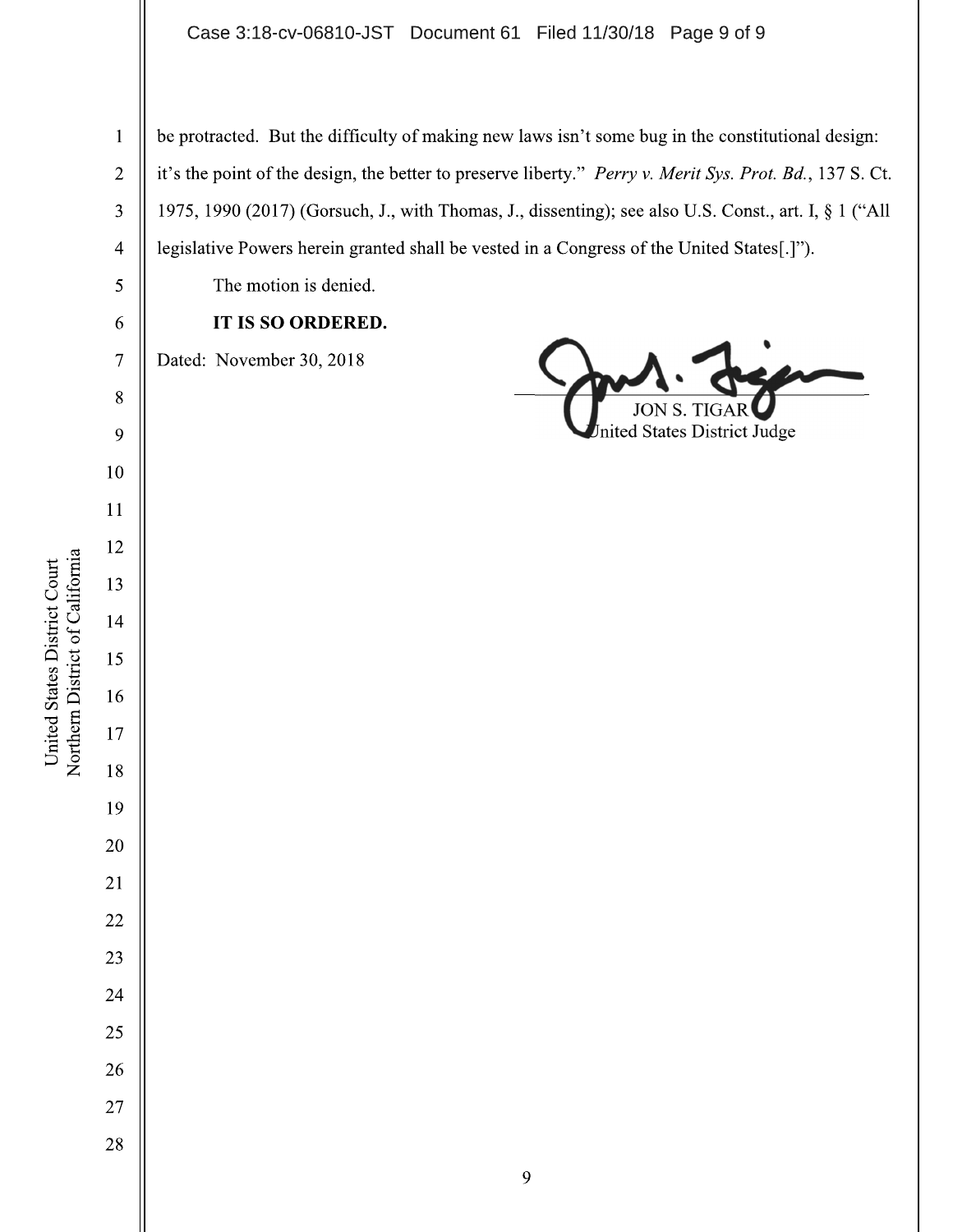be protracted. But the difficulty of making new laws isn't some bug in the constitutional design: it's the point of the design, the better to preserve liberty." *Perry v. Merit Sys. Prot. Bd.*, 137 S. Ct. 1975, 1990 (2017) (Gorsuch, J., with Thomas, J., dissenting); see also U.S. Const., art. I, § 1 ("All legislative Powers herein granted shall be vested in a Congress of the United States[.]").

The motion is denied.

**IT IS SO ORDERED.**

Dated: November 30, 2018

JON S. TIGAR
United States District Judge